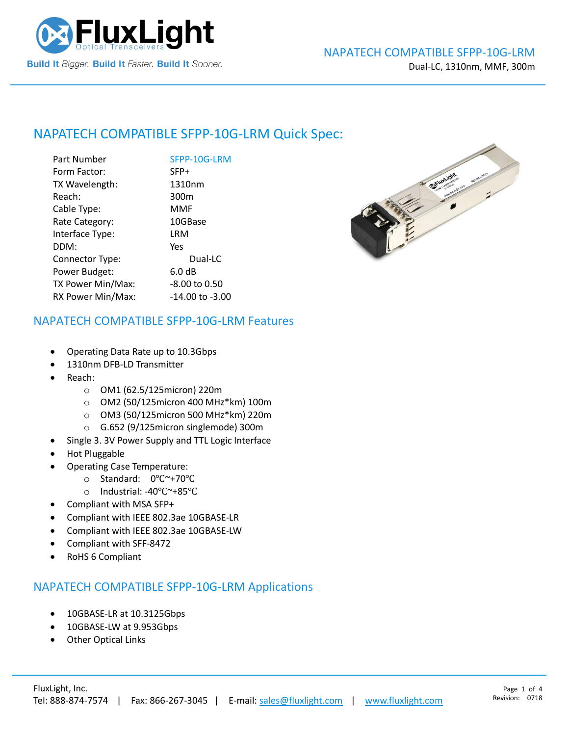# NAPATECH COMPATIBLE SFPP-10G-LRM

Dual-LC, 1310nm, MMF, 300m

## NAPATECH COMPATIBLE SFPP-10G-LRM Quick Spec:

| | |
|---|---|
| Part Number | SFPP-10G-LRM |
| Form Factor: | SFP+ |
| TX Wavelength: | 1310nm |
| Reach: | 300m |
| Cable Type: | MMF |
| Rate Category: | 10GBase |
| Interface Type: | LRM |
| DDM: | Yes |
| Connector Type: | Dual-LC |
| Power Budget: | 6.0 dB |
| TX Power Min/Max: | -8.00 to 0.50 |
| RX Power Min/Max: | -14.00 to -3.00 |

## NAPATECH COMPATIBLE SFPP-10G-LRM Features

- Operating Data Rate up to 10.3Gbps
- 1310nm DFB-LD Transmitter
- Reach:
  - OM1 (62.5/125micron) 220m
  - OM2 (50/125micron 400 MHz*km) 100m
  - OM3 (50/125micron 500 MHz*km) 220m
  - G.652 (9/125micron singlemode) 300m
- Single 3. 3V Power Supply and TTL Logic Interface
- Hot Pluggable
- Operating Case Temperature:
  - Standard: 0℃~+70℃
  - Industrial: -40℃~+85℃
- Compliant with MSA SFP+
- Compliant with IEEE 802.3ae 10GBASE-LR
- Compliant with IEEE 802.3ae 10GBASE-LW
- Compliant with SFF-8472
- RoHS 6 Compliant

## NAPATECH COMPATIBLE SFPP-10G-LRM Applications

- 10GBASE-LR at 10.3125Gbps
- 10GBASE-LW at 9.953Gbps
- Other Optical Links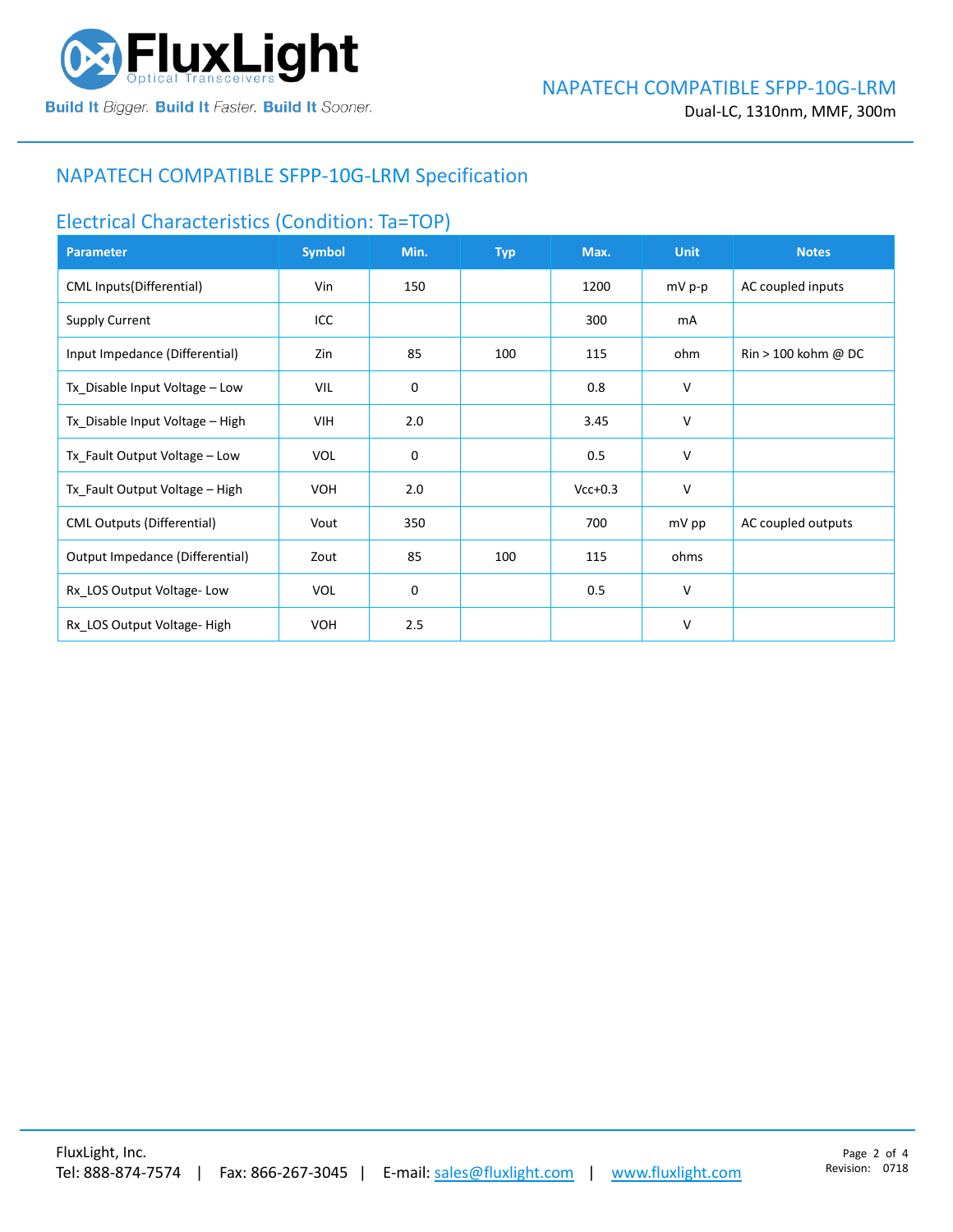## NAPATECH COMPATIBLE SFPP-10G-LRM Specification

### Electrical Characteristics (Condition: Ta=TOP)

| Parameter | Symbol | Min. | Typ | Max. | Unit | Notes |
|---|---|---|---|---|---|---|
| CML Inputs(Differential) | Vin | 150 | | 1200 | mV p-p | AC coupled inputs |
| Supply Current | ICC | | | 300 | mA | |
| Input Impedance (Differential) | Zin | 85 | 100 | 115 | ohm | Rin > 100 kohm @ DC |
| Tx_Disable Input Voltage – Low | VIL | 0 | | 0.8 | V | |
| Tx_Disable Input Voltage – High | VIH | 2.0 | | 3.45 | V | |
| Tx_Fault Output Voltage – Low | VOL | 0 | | 0.5 | V | |
| Tx_Fault Output Voltage – High | VOH | 2.0 | | Vcc+0.3 | V | |
| CML Outputs (Differential) | Vout | 350 | | 700 | mV pp | AC coupled outputs |
| Output Impedance (Differential) | Zout | 85 | 100 | 115 | ohms | |
| Rx_LOS Output Voltage- Low | VOL | 0 | | 0.5 | V | |
| Rx_LOS Output Voltage- High | VOH | 2.5 | | | V | |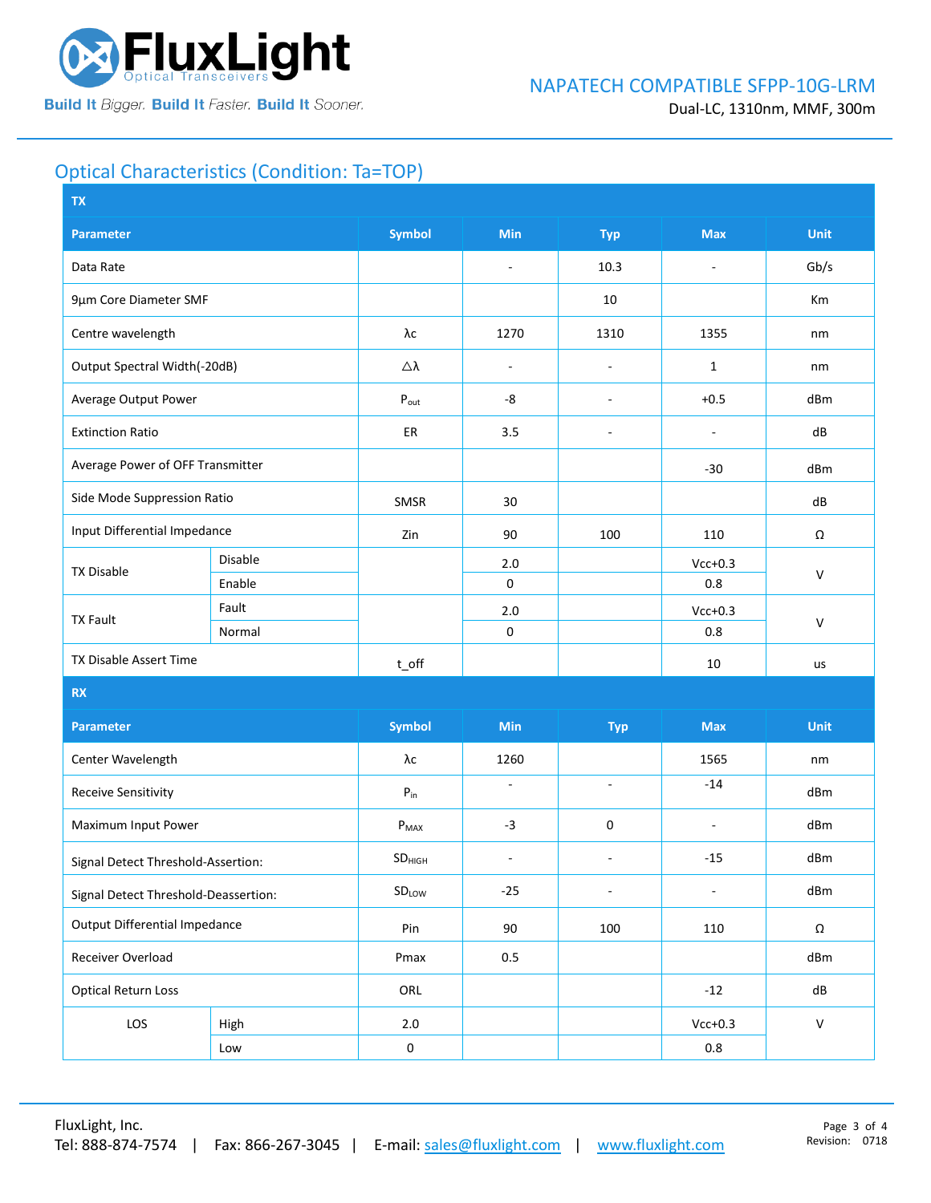## Optical Characteristics (Condition: Ta=TOP)

| TX | | | | | | |
|---|---|---|---|---|---|---|
| **Parameter** | | **Symbol** | **Min** | **Typ** | **Max** | **Unit** |
| Data Rate | | | - | 10.3 | - | Gb/s |
| 9µm Core Diameter SMF | | | | 10 | | Km |
| Centre wavelength | | λc | 1270 | 1310 | 1355 | nm |
| Output Spectral Width(-20dB) | | △λ | - | - | 1 | nm |
| Average Output Power | | $P_{out}$ | -8 | - | +0.5 | dBm |
| Extinction Ratio | | ER | 3.5 | - | - | dB |
| Average Power of OFF Transmitter | | | | | -30 | dBm |
| Side Mode Suppression Ratio | | SMSR | 30 | | | dB |
| Input Differential Impedance | | Zin | 90 | 100 | 110 | Ω |
| TX Disable | Disable | | 2.0 | | Vcc+0.3 | V |
| | Enable | | 0 | | 0.8 | |
| TX Fault | Fault | | 2.0 | | Vcc+0.3 | V |
| | Normal | | 0 | | 0.8 | |
| TX Disable Assert Time | | t_off | | | 10 | us |

| RX | | | | | | |
|---|---|---|---|---|---|---|
| **Parameter** | | **Symbol** | **Min** | **Typ** | **Max** | **Unit** |
| Center Wavelength | | λc | 1260 | | 1565 | nm |
| Receive Sensitivity | | $P_{in}$ | - | - | -14 | dBm |
| Maximum Input Power | | $P_{MAX}$ | -3 | 0 | - | dBm |
| Signal Detect Threshold-Assertion: | | $SD_{HIGH}$ | - | - | -15 | dBm |
| Signal Detect Threshold-Deassertion: | | $SD_{LOW}$ | -25 | - | - | dBm |
| Output Differential Impedance | | Pin | 90 | 100 | 110 | Ω |
| Receiver Overload | | Pmax | 0.5 | | | dBm |
| Optical Return Loss | | ORL | | | -12 | dB |
| LOS | High | 2.0 | | | Vcc+0.3 | V |
| | Low | 0 | | | 0.8 | |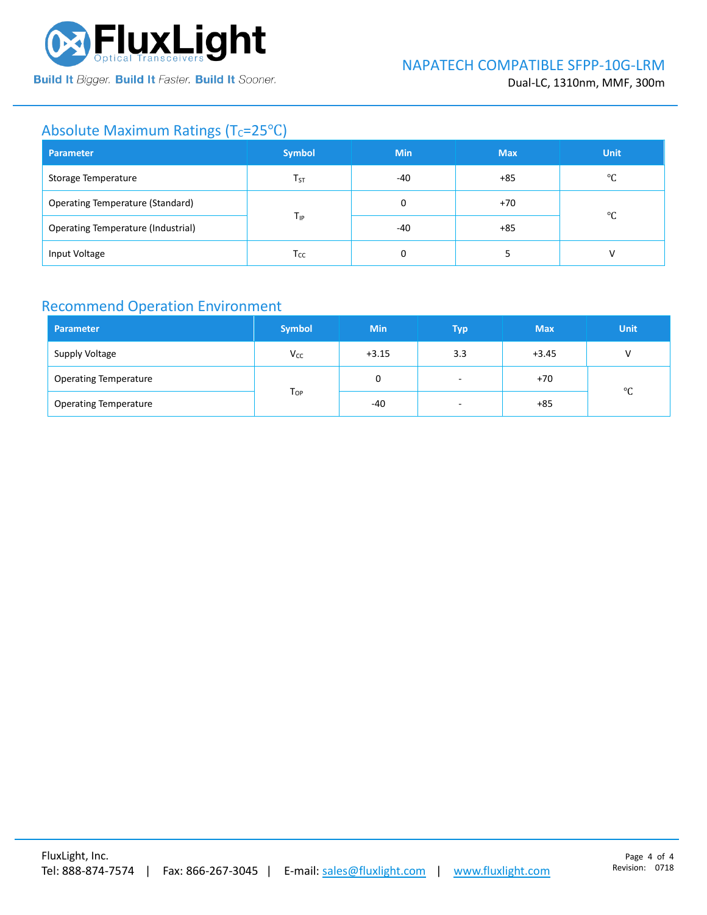## Absolute Maximum Ratings ($T_C$=25℃)

| Parameter | Symbol | Min | Max | Unit |
|---|---|---|---|---|
| Storage Temperature | $T_{ST}$ | -40 | +85 | ℃ |
| Operating Temperature (Standard) | $T_{IP}$ | 0 | +70 | ℃ |
| Operating Temperature (Industrial) | | -40 | +85 | |
| Input Voltage | $T_{CC}$ | 0 | 5 | V |

## Recommend Operation Environment

| Parameter | Symbol | Min | Typ | Max | Unit |
|---|---|---|---|---|---|
| Supply Voltage | $V_{CC}$ | +3.15 | 3.3 | +3.45 | V |
| Operating Temperature | $T_{OP}$ | 0 | - | +70 | ℃ |
| Operating Temperature | | -40 | - | +85 | |